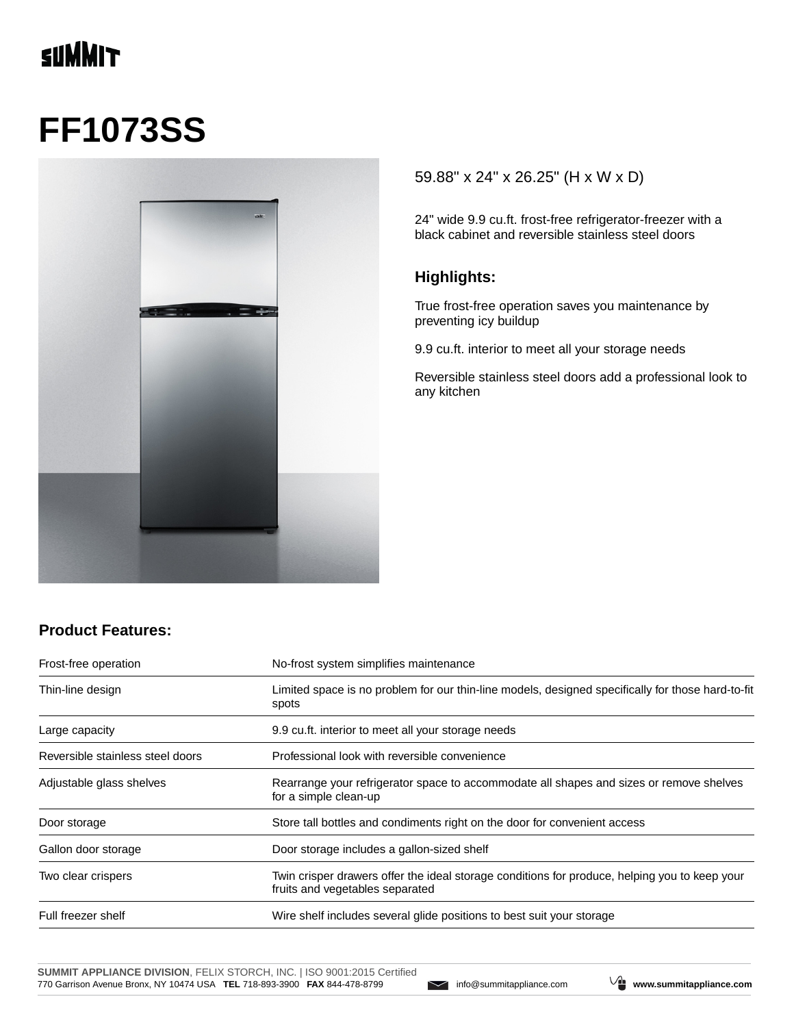SUMMIT

# FF1073SS

59.88" x 24" x 26.25" (H x W x D)

24" wide 9.9 cu.ft. frost-free refrigerator-freezer with a black cabinet and reversible stainless steel doors

### Highlights:

True frost-free operation saves you maintenance by preventing icy buildup

9.9 cu.ft. interior to meet all your storage needs

Reversible stainless steel doors add a professional look to any kitchen

### Product Features:

| | |
|---|---|
| Frost-free operation | No-frost system simplifies maintenance |
| Thin-line design | Limited space is no problem for our thin-line models, designed specifically for those hard-to-fit spots |
| Large capacity | 9.9 cu.ft. interior to meet all your storage needs |
| Reversible stainless steel doors | Professional look with reversible convenience |
| Adjustable glass shelves | Rearrange your refrigerator space to accommodate all shapes and sizes or remove shelves for a simple clean-up |
| Door storage | Store tall bottles and condiments right on the door for convenient access |
| Gallon door storage | Door storage includes a gallon-sized shelf |
| Two clear crispers | Twin crisper drawers offer the ideal storage conditions for produce, helping you to keep your fruits and vegetables separated |
| Full freezer shelf | Wire shelf includes several glide positions to best suit your storage |

**SUMMIT APPLIANCE DIVISION**, FELIX STORCH, INC. | ISO 9001:2015 Certified
770 Garrison Avenue Bronx, NY 10474 USA **TEL** 718-893-3900 **FAX** 844-478-8799 info@summitappliance.com **www.summitappliance.com**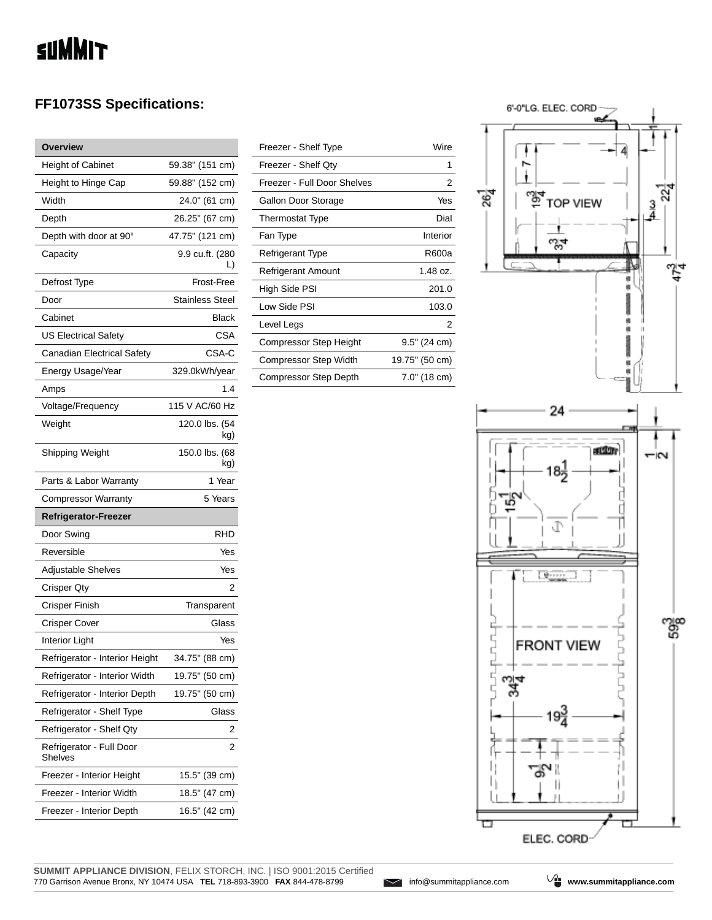# SUMMIT

## FF1073SS Specifications:

| Overview | |
|---|---|
| Height of Cabinet | 59.38" (151 cm) |
| Height to Hinge Cap | 59.88" (152 cm) |
| Width | 24.0" (61 cm) |
| Depth | 26.25" (67 cm) |
| Depth with door at 90° | 47.75" (121 cm) |
| Capacity | 9.9 cu.ft. (280 L) |
| Defrost Type | Frost-Free |
| Door | Stainless Steel |
| Cabinet | Black |
| US Electrical Safety | CSA |
| Canadian Electrical Safety | CSA-C |
| Energy Usage/Year | 329.0kWh/year |
| Amps | 1.4 |
| Voltage/Frequency | 115 V AC/60 Hz |
| Weight | 120.0 lbs. (54 kg) |
| Shipping Weight | 150.0 lbs. (68 kg) |
| Parts & Labor Warranty | 1 Year |
| Compressor Warranty | 5 Years |
| **Refrigerator-Freezer** | |
| Door Swing | RHD |
| Reversible | Yes |
| Adjustable Shelves | Yes |
| Crisper Qty | 2 |
| Crisper Finish | Transparent |
| Crisper Cover | Glass |
| Interior Light | Yes |
| Refrigerator - Interior Height | 34.75" (88 cm) |
| Refrigerator - Interior Width | 19.75" (50 cm) |
| Refrigerator - Interior Depth | 19.75" (50 cm) |
| Refrigerator - Shelf Type | Glass |
| Refrigerator - Shelf Qty | 2 |
| Refrigerator - Full Door Shelves | 2 |
| Freezer - Interior Height | 15.5" (39 cm) |
| Freezer - Interior Width | 18.5" (47 cm) |
| Freezer - Interior Depth | 16.5" (42 cm) |
| Freezer - Shelf Type | Wire |
| Freezer - Shelf Qty | 1 |
| Freezer - Full Door Shelves | 2 |
| Gallon Door Storage | Yes |
| Thermostat Type | Dial |
| Fan Type | Interior |
| Refrigerant Type | R600a |
| Refrigerant Amount | 1.48 oz. |
| High Side PSI | 201.0 |
| Low Side PSI | 103.0 |
| Level Legs | 2 |
| Compressor Step Height | 9.5" (24 cm) |
| Compressor Step Width | 19.75" (50 cm) |
| Compressor Step Depth | 7.0" (18 cm) |

6'-0"LG. ELEC. CORD

TOP VIEW

1, 7, 4, 19 3/4, 26 1/4, 3/4, 22 1/4, 3 3/4, 47 3/4

24

FRONT VIEW

1/2, 18 1/2, 15 1/2, 59 3/8, 34 3/4, 19 3/4, 9 1/2

ELEC. CORD

**SUMMIT APPLIANCE DIVISION**, FELIX STORCH, INC. | ISO 9001:2015 Certified
770 Garrison Avenue Bronx, NY 10474 USA **TEL** 718-893-3900 **FAX** 844-478-8799 info@summitappliance.com **www.summitappliance.com**